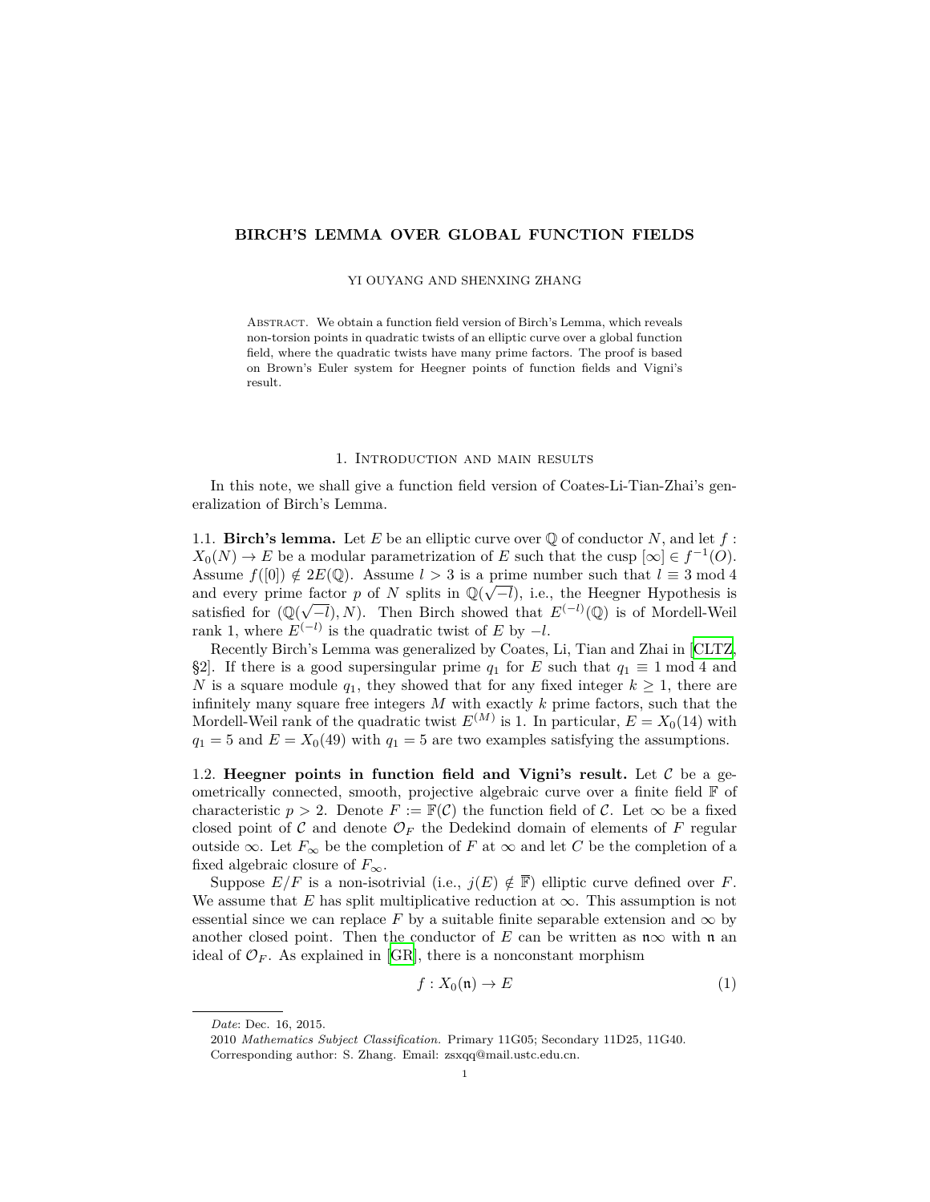# BIRCH'S LEMMA OVER GLOBAL FUNCTION FIELDS

YI OUYANG AND SHENXING ZHANG

Abstract. We obtain a function field version of Birch's Lemma, which reveals non-torsion points in quadratic twists of an elliptic curve over a global function field, where the quadratic twists have many prime factors. The proof is based on Brown's Euler system for Heegner points of function fields and Vigni's result.

## 1. Introduction and main results

In this note, we shall give a function field version of Coates-Li-Tian-Zhai's generalization of Birch's Lemma.

1.1. **Birch's lemma.** Let $E$ be an elliptic curve over $\mathbb{Q}$ of conductor $N$, and let $f : X_0(N) \to E$ be a modular parametrization of $E$ such that the cusp $[\infty] \in f^{-1}(O)$. Assume $f([0]) \notin 2E(\mathbb{Q})$. Assume $l > 3$ is a prime number such that $l \equiv 3 \bmod 4$ and every prime factor $p$ of $N$ splits in $\mathbb{Q}(\sqrt{-l})$, i.e., the Heegner Hypothesis is satisfied for $(\mathbb{Q}(\sqrt{-l}), N)$. Then Birch showed that $E^{(-l)}(\mathbb{Q})$ is of Mordell-Weil rank 1, where $E^{(-l)}$ is the quadratic twist of $E$ by $-l$.

Recently Birch's Lemma was generalized by Coates, Li, Tian and Zhai in [CLTZ, §2]. If there is a good supersingular prime $q_1$ for $E$ such that $q_1 \equiv 1 \bmod 4$ and $N$ is a square module $q_1$, they showed that for any fixed integer $k \geq 1$, there are infinitely many square free integers $M$ with exactly $k$ prime factors, such that the Mordell-Weil rank of the quadratic twist $E^{(M)}$ is 1. In particular, $E = X_0(14)$ with $q_1 = 5$ and $E = X_0(49)$ with $q_1 = 5$ are two examples satisfying the assumptions.

1.2. **Heegner points in function field and Vigni's result.** Let $\mathcal{C}$ be a geometrically connected, smooth, projective algebraic curve over a finite field $\mathbb{F}$ of characteristic $p > 2$. Denote $F := \mathbb{F}(\mathcal{C})$ the function field of $\mathcal{C}$. Let $\infty$ be a fixed closed point of $\mathcal{C}$ and denote $\mathcal{O}_F$ the Dedekind domain of elements of $F$ regular outside $\infty$. Let $F_\infty$ be the completion of $F$ at $\infty$ and let $C$ be the completion of a fixed algebraic closure of $F_\infty$.

Suppose $E/F$ is a non-isotrivial (i.e., $j(E) \notin \overline{\mathbb{F}}$) elliptic curve defined over $F$. We assume that $E$ has split multiplicative reduction at $\infty$. This assumption is not essential since we can replace $F$ by a suitable finite separable extension and $\infty$ by another closed point. Then the conductor of $E$ can be written as $\mathfrak{n}\infty$ with $\mathfrak{n}$ an ideal of $\mathcal{O}_F$. As explained in [GR], there is a nonconstant morphism

$$f : X_0(\mathfrak{n}) \to E \tag{1}$$

*Date*: Dec. 16, 2015.

2010 *Mathematics Subject Classification.* Primary 11G05; Secondary 11D25, 11G40.

Corresponding author: S. Zhang. Email: zsxqq@mail.ustc.edu.cn.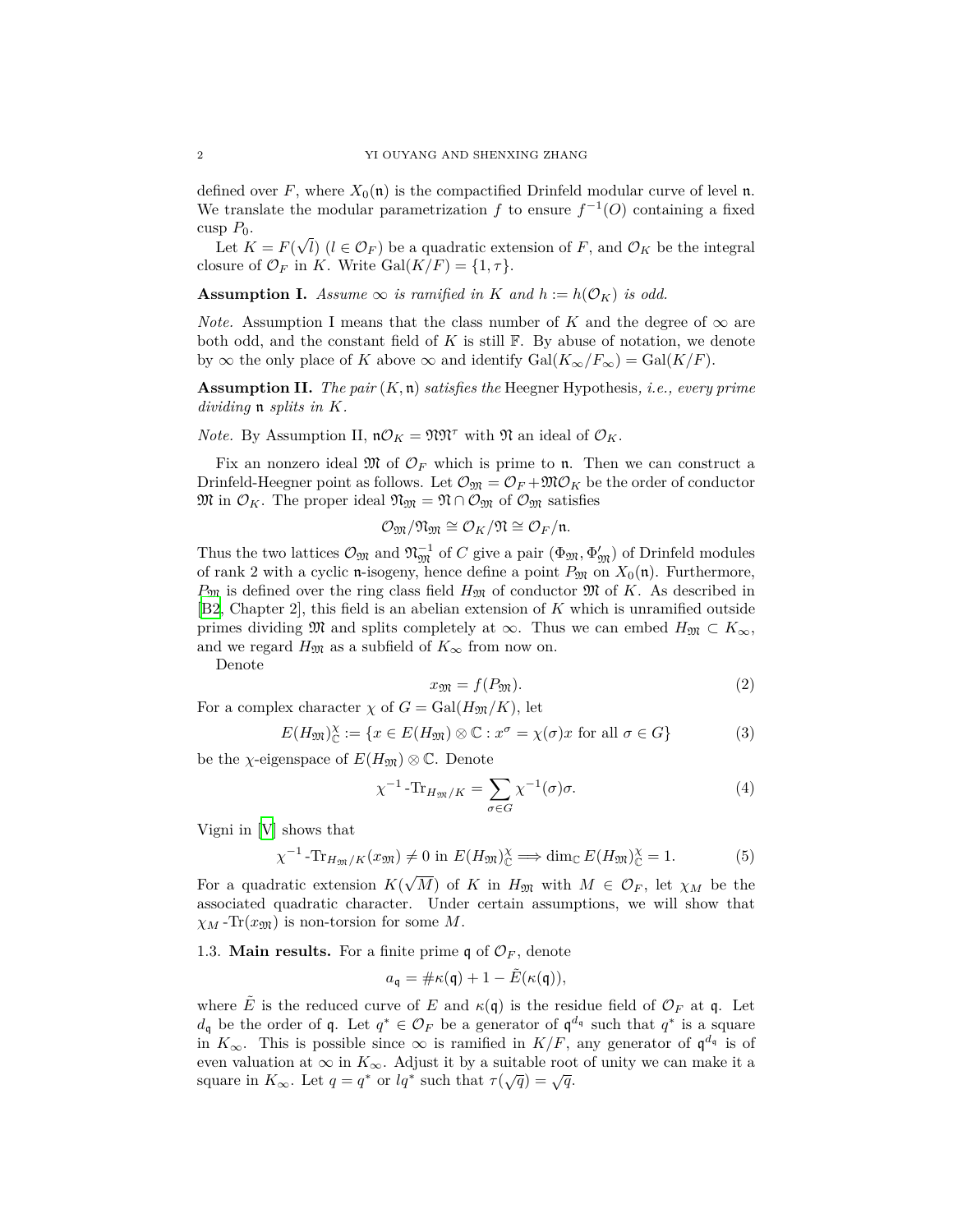defined over $F$, where $X_0(\mathfrak{n})$ is the compactified Drinfeld modular curve of level $\mathfrak{n}$. We translate the modular parametrization $f$ to ensure $f^{-1}(O)$ containing a fixed cusp $P_0$.

Let $K = F(\sqrt{l})$ ($l \in \mathcal{O}_F$) be a quadratic extension of $F$, and $\mathcal{O}_K$ be the integral closure of $\mathcal{O}_F$ in $K$. Write $\mathrm{Gal}(K/F) = \{1, \tau\}$.

**Assumption I.** *Assume $\infty$ is ramified in $K$ and $h := h(\mathcal{O}_K)$ is odd.*

*Note.* Assumption I means that the class number of $K$ and the degree of $\infty$ are both odd, and the constant field of $K$ is still $\mathbb{F}$. By abuse of notation, we denote by $\infty$ the only place of $K$ above $\infty$ and identify $\mathrm{Gal}(K_\infty/F_\infty) = \mathrm{Gal}(K/F)$.

**Assumption II.** *The pair $(K, \mathfrak{n})$ satisfies the* Heegner Hypothesis*, i.e., every prime dividing $\mathfrak{n}$ splits in $K$.*

*Note.* By Assumption II, $\mathfrak{n}\mathcal{O}_K = \mathfrak{N}\mathfrak{N}^\tau$ with $\mathfrak{N}$ an ideal of $\mathcal{O}_K$.

Fix an nonzero ideal $\mathfrak{M}$ of $\mathcal{O}_F$ which is prime to $\mathfrak{n}$. Then we can construct a Drinfeld-Heegner point as follows. Let $\mathcal{O}_\mathfrak{M} = \mathcal{O}_F + \mathfrak{M}\mathcal{O}_K$ be the order of conductor $\mathfrak{M}$ in $\mathcal{O}_K$. The proper ideal $\mathfrak{N}_\mathfrak{M} = \mathfrak{N} \cap \mathcal{O}_\mathfrak{M}$ of $\mathcal{O}_\mathfrak{M}$ satisfies

$$\mathcal{O}_\mathfrak{M}/\mathfrak{N}_\mathfrak{M} \cong \mathcal{O}_K/\mathfrak{N} \cong \mathcal{O}_F/\mathfrak{n}.$$

Thus the two lattices $\mathcal{O}_\mathfrak{M}$ and $\mathfrak{N}_\mathfrak{M}^{-1}$ of $C$ give a pair $(\Phi_\mathfrak{M}, \Phi'_\mathfrak{M})$ of Drinfeld modules of rank 2 with a cyclic $\mathfrak{n}$-isogeny, hence define a point $P_\mathfrak{M}$ on $X_0(\mathfrak{n})$. Furthermore, $P_\mathfrak{M}$ is defined over the ring class field $H_\mathfrak{M}$ of conductor $\mathfrak{M}$ of $K$. As described in [B2, Chapter 2], this field is an abelian extension of $K$ which is unramified outside primes dividing $\mathfrak{M}$ and splits completely at $\infty$. Thus we can embed $H_\mathfrak{M} \subset K_\infty$, and we regard $H_\mathfrak{M}$ as a subfield of $K_\infty$ from now on.

Denote

$$x_\mathfrak{M} = f(P_\mathfrak{M}). \tag{2}$$

For a complex character $\chi$ of $G = \mathrm{Gal}(H_\mathfrak{M}/K)$, let

$$E(H_\mathfrak{M})^\chi_\mathbb{C} := \{x \in E(H_\mathfrak{M}) \otimes \mathbb{C} : x^\sigma = \chi(\sigma)x \text{ for all } \sigma \in G\} \tag{3}$$

be the $\chi$-eigenspace of $E(H_\mathfrak{M}) \otimes \mathbb{C}$. Denote

$$\chi^{-1}\text{-}\mathrm{Tr}_{H_\mathfrak{M}/K} = \sum_{\sigma \in G} \chi^{-1}(\sigma)\sigma. \tag{4}$$

Vigni in [V] shows that

$$\chi^{-1}\text{-}\mathrm{Tr}_{H_\mathfrak{M}/K}(x_\mathfrak{M}) \neq 0 \text{ in } E(H_\mathfrak{M})^\chi_\mathbb{C} \Longrightarrow \dim_\mathbb{C} E(H_\mathfrak{M})^\chi_\mathbb{C} = 1. \tag{5}$$

For a quadratic extension $K(\sqrt{M})$ of $K$ in $H_\mathfrak{M}$ with $M \in \mathcal{O}_F$, let $\chi_M$ be the associated quadratic character. Under certain assumptions, we will show that $\chi_M\text{-}\mathrm{Tr}(x_\mathfrak{M})$ is non-torsion for some $M$.

### 1.3. Main results.

For a finite prime $\mathfrak{q}$ of $\mathcal{O}_F$, denote

$$a_\mathfrak{q} = \#\kappa(\mathfrak{q}) + 1 - \tilde{E}(\kappa(\mathfrak{q})),$$

where $\tilde{E}$ is the reduced curve of $E$ and $\kappa(\mathfrak{q})$ is the residue field of $\mathcal{O}_F$ at $\mathfrak{q}$. Let $d_\mathfrak{q}$ be the order of $\mathfrak{q}$. Let $q^* \in \mathcal{O}_F$ be a generator of $\mathfrak{q}^{d_\mathfrak{q}}$ such that $q^*$ is a square in $K_\infty$. This is possible since $\infty$ is ramified in $K/F$, any generator of $\mathfrak{q}^{d_\mathfrak{q}}$ is of even valuation at $\infty$ in $K_\infty$. Adjust it by a suitable root of unity we can make it a square in $K_\infty$. Let $q = q^*$ or $lq^*$ such that $\tau(\sqrt{q}) = \sqrt{q}$.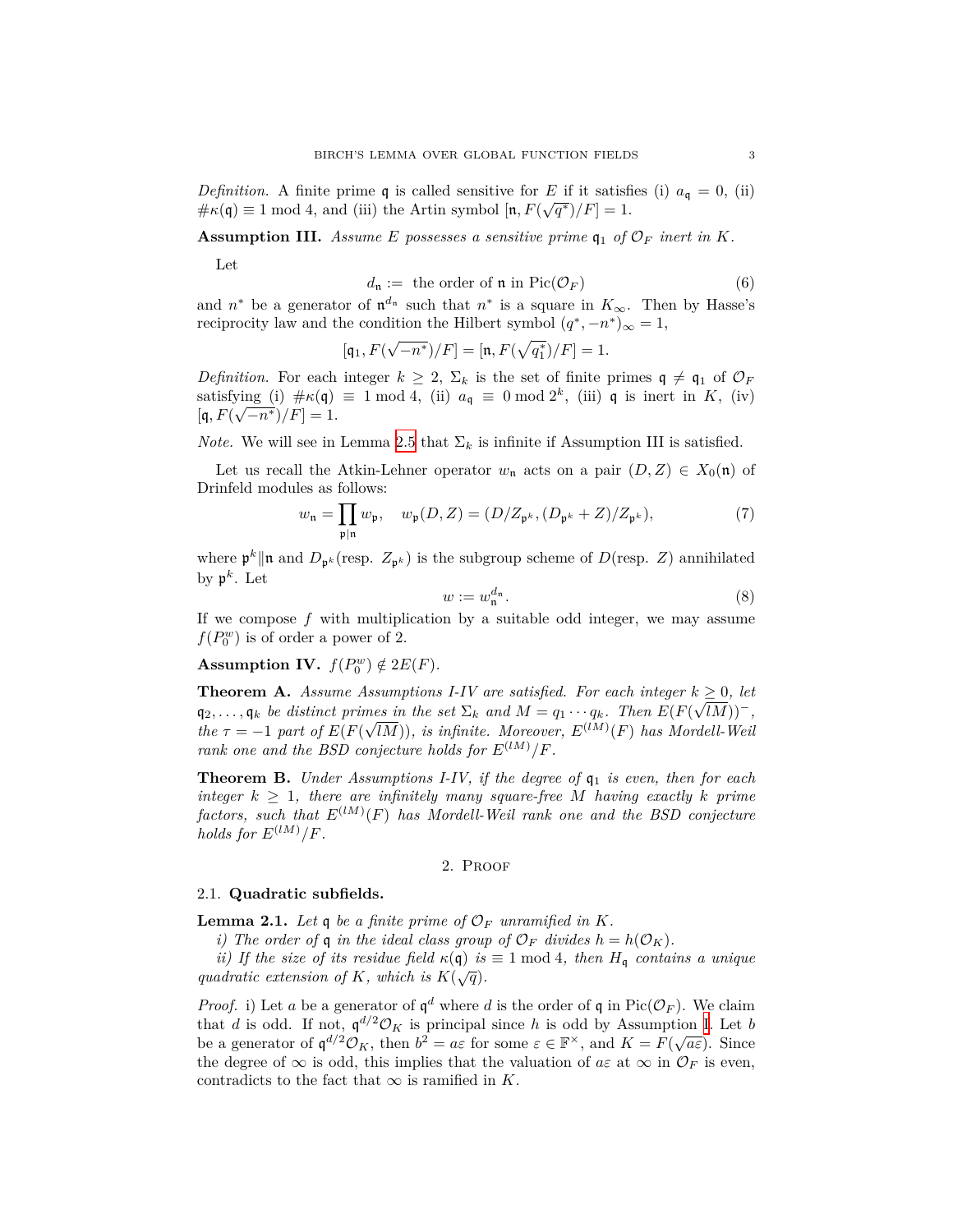*Definition.* A finite prime $\mathfrak{q}$ is called sensitive for $E$ if it satisfies (i) $a_{\mathfrak{q}} = 0$, (ii) $\#\kappa(\mathfrak{q}) \equiv 1 \bmod 4$, and (iii) the Artin symbol $[\mathfrak{n}, F(\sqrt{q^*})/F] = 1$.

**Assumption III.** *Assume $E$ possesses a sensitive prime $\mathfrak{q}_1$ of $\mathcal{O}_F$ inert in $K$.*

Let

$$d_{\mathfrak{n}} := \text{ the order of } \mathfrak{n} \text{ in } \mathrm{Pic}(\mathcal{O}_F) \tag{6}$$

and $n^*$ be a generator of $\mathfrak{n}^{d_{\mathfrak{n}}}$ such that $n^*$ is a square in $K_\infty$. Then by Hasse's reciprocity law and the condition the Hilbert symbol $(q^*, -n^*)_\infty = 1$,

$$[\mathfrak{q}_1, F(\sqrt{-n^*})/F] = [\mathfrak{n}, F(\sqrt{q_1^*})/F] = 1.$$

*Definition.* For each integer $k \geq 2$, $\Sigma_k$ is the set of finite primes $\mathfrak{q} \neq \mathfrak{q}_1$ of $\mathcal{O}_F$ satisfying (i) $\#\kappa(\mathfrak{q}) \equiv 1 \bmod 4$, (ii) $a_{\mathfrak{q}} \equiv 0 \bmod 2^k$, (iii) $\mathfrak{q}$ is inert in $K$, (iv) $[\mathfrak{q}, F(\sqrt{-n^*})/F] = 1$.

*Note.* We will see in Lemma 2.5 that $\Sigma_k$ is infinite if Assumption III is satisfied.

Let us recall the Atkin-Lehner operator $w_{\mathfrak{n}}$ acts on a pair $(D, Z) \in X_0(\mathfrak{n})$ of Drinfeld modules as follows:

$$w_{\mathfrak{n}} = \prod_{\mathfrak{p} | \mathfrak{n}} w_{\mathfrak{p}}, \quad w_{\mathfrak{p}}(D, Z) = (D/Z_{\mathfrak{p}^k}, (D_{\mathfrak{p}^k} + Z)/Z_{\mathfrak{p}^k}), \tag{7}$$

where $\mathfrak{p}^k \| \mathfrak{n}$ and $D_{\mathfrak{p}^k}$(resp. $Z_{\mathfrak{p}^k}$) is the subgroup scheme of $D$(resp. $Z$) annihilated by $\mathfrak{p}^k$. Let

$$w := w_{\mathfrak{n}}^{d_{\mathfrak{n}}}. \tag{8}$$

If we compose $f$ with multiplication by a suitable odd integer, we may assume $f(P_0^w)$ is of order a power of 2.

**Assumption IV.** $f(P_0^w) \notin 2E(F)$.

**Theorem A.** *Assume Assumptions I-IV are satisfied. For each integer $k \geq 0$, let $\mathfrak{q}_2, \ldots, \mathfrak{q}_k$ be distinct primes in the set $\Sigma_k$ and $M = q_1 \cdots q_k$. Then $E(F(\sqrt{lM}))^-$, the $\tau = -1$ part of $E(F(\sqrt{lM}))$, is infinite. Moreover, $E^{(lM)}(F)$ has Mordell-Weil rank one and the BSD conjecture holds for $E^{(lM)}/F$.*

**Theorem B.** *Under Assumptions I-IV, if the degree of $\mathfrak{q}_1$ is even, then for each integer $k \geq 1$, there are infinitely many square-free $M$ having exactly $k$ prime factors, such that $E^{(lM)}(F)$ has Mordell-Weil rank one and the BSD conjecture holds for $E^{(lM)}/F$.*

## 2. Proof

### 2.1. Quadratic subfields.

**Lemma 2.1.** *Let $\mathfrak{q}$ be a finite prime of $\mathcal{O}_F$ unramified in $K$.*

*i) The order of $\mathfrak{q}$ in the ideal class group of $\mathcal{O}_F$ divides $h = h(\mathcal{O}_K)$.*

*ii) If the size of its residue field $\kappa(\mathfrak{q})$ is $\equiv 1 \bmod 4$, then $H_{\mathfrak{q}}$ contains a unique quadratic extension of $K$, which is $K(\sqrt{q})$.*

*Proof.* i) Let $a$ be a generator of $\mathfrak{q}^d$ where $d$ is the order of $\mathfrak{q}$ in $\mathrm{Pic}(\mathcal{O}_F)$. We claim that $d$ is odd. If not, $\mathfrak{q}^{d/2}\mathcal{O}_K$ is principal since $h$ is odd by Assumption I. Let $b$ be a generator of $\mathfrak{q}^{d/2}\mathcal{O}_K$, then $b^2 = a\varepsilon$ for some $\varepsilon \in \mathbb{F}^\times$, and $K = F(\sqrt{a\varepsilon})$. Since the degree of $\infty$ is odd, this implies that the valuation of $a\varepsilon$ at $\infty$ in $\mathcal{O}_F$ is even, contradicts to the fact that $\infty$ is ramified in $K$.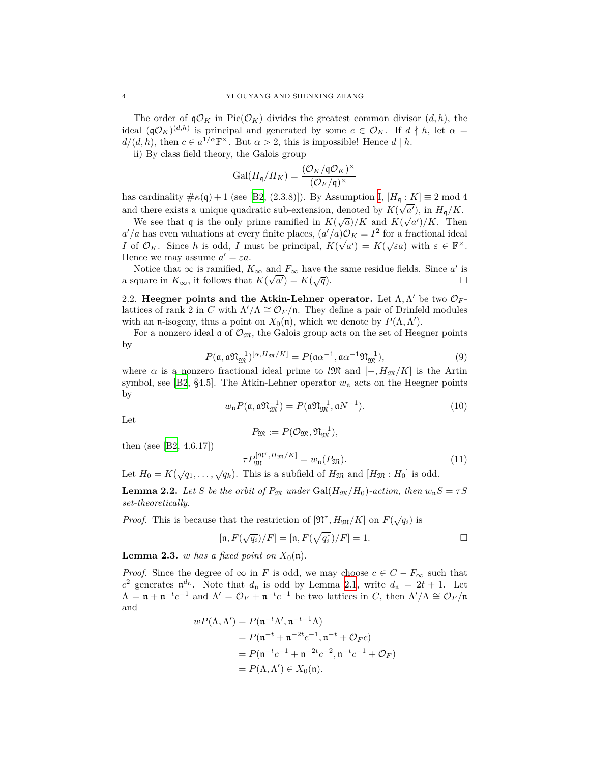The order of $\mathfrak{q}\mathcal{O}_K$ in $\mathrm{Pic}(\mathcal{O}_K)$ divides the greatest common divisor $(d,h)$, the ideal $(\mathfrak{q}\mathcal{O}_K)^{(d,h)}$ is principal and generated by some $c \in \mathcal{O}_K$. If $d \nmid h$, let $\alpha = d/(d,h)$, then $c \in a^{1/\alpha}\mathbb{F}^\times$. But $\alpha > 2$, this is impossible! Hence $d \mid h$.

ii) By class field theory, the Galois group

$$\mathrm{Gal}(H_{\mathfrak{q}}/H_K) = \frac{(\mathcal{O}_K/\mathfrak{q}\mathcal{O}_K)^\times}{(\mathcal{O}_F/\mathfrak{q})^\times}$$

has cardinality $\#\kappa(\mathfrak{q})+1$ (see [B2, (2.3.8)]). By Assumption I, $[H_{\mathfrak{q}}:K] \equiv 2 \bmod 4$ and there exists a unique quadratic sub-extension, denoted by $K(\sqrt{a'})$, in $H_{\mathfrak{q}}/K$.

We see that $\mathfrak{q}$ is the only prime ramified in $K(\sqrt{a})/K$ and $K(\sqrt{a'})/K$. Then $a'/a$ has even valuations at every finite places, $(a'/a)\mathcal{O}_K = I^2$ for a fractional ideal $I$ of $\mathcal{O}_K$. Since $h$ is odd, $I$ must be principal, $K(\sqrt{a'}) = K(\sqrt{\varepsilon a})$ with $\varepsilon \in \mathbb{F}^\times$. Hence we may assume $a' = \varepsilon a$.

Notice that $\infty$ is ramified, $K_\infty$ and $F_\infty$ have the same residue fields. Since $a'$ is a square in $K_\infty$, it follows that $K(\sqrt{a'}) = K(\sqrt{q})$. □

2.2. **Heegner points and the Atkin-Lehner operator.** Let $\Lambda, \Lambda'$ be two $\mathcal{O}_F$-lattices of rank 2 in $C$ with $\Lambda'/\Lambda \cong \mathcal{O}_F/\mathfrak{n}$. They define a pair of Drinfeld modules with an $\mathfrak{n}$-isogeny, thus a point on $X_0(\mathfrak{n})$, which we denote by $P(\Lambda,\Lambda')$.

For a nonzero ideal $\mathfrak{a}$ of $\mathcal{O}_{\mathfrak{M}}$, the Galois group acts on the set of Heegner points by

$$P(\mathfrak{a}, \mathfrak{a}\mathfrak{N}_{\mathfrak{M}}^{-1})^{[\alpha, H_{\mathfrak{M}}/K]} = P(\mathfrak{a}\alpha^{-1}, \mathfrak{a}\alpha^{-1}\mathfrak{N}_{\mathfrak{M}}^{-1}), \tag{9}$$

where $\alpha$ is a nonzero fractional ideal prime to $l\mathfrak{M}$ and $[-, H_{\mathfrak{M}}/K]$ is the Artin symbol, see [B2, §4.5]. The Atkin-Lehner operator $w_{\mathfrak{n}}$ acts on the Heegner points by

$$w_{\mathfrak{n}} P(\mathfrak{a}, \mathfrak{a}\mathfrak{N}_{\mathfrak{M}}^{-1}) = P(\mathfrak{a}\mathfrak{N}_{\mathfrak{M}}^{-1}, \mathfrak{a}N^{-1}). \tag{10}$$

Let

$$P_{\mathfrak{M}} := P(\mathcal{O}_{\mathfrak{M}}, \mathfrak{N}_{\mathfrak{M}}^{-1}),$$

then (see [B2, 4.6.17])

$$\tau P_{\mathfrak{M}}^{[\mathfrak{N}^\tau, H_{\mathfrak{M}}/K]} = w_{\mathfrak{n}}(P_{\mathfrak{M}}). \tag{11}$$

Let $H_0 = K(\sqrt{q_1}, \ldots, \sqrt{q_k})$. This is a subfield of $H_{\mathfrak{M}}$ and $[H_{\mathfrak{M}} : H_0]$ is odd.

**Lemma 2.2.** *Let $S$ be the orbit of $P_{\mathfrak{M}}$ under $\mathrm{Gal}(H_{\mathfrak{M}}/H_0)$-action, then $w_{\mathfrak{n}}S = \tau S$ set-theoretically.*

*Proof.* This is because that the restriction of $[\mathfrak{N}^\tau, H_{\mathfrak{M}}/K]$ on $F(\sqrt{q_i})$ is

$$[\mathfrak{n}, F(\sqrt{q_i})/F] = [\mathfrak{n}, F(\sqrt{q_i^*})/F] = 1.$$

□

**Lemma 2.3.** *$w$ has a fixed point on $X_0(\mathfrak{n})$.*

*Proof.* Since the degree of $\infty$ in $F$ is odd, we may choose $c \in C - F_\infty$ such that $c^2$ generates $\mathfrak{n}^{d_{\mathfrak{n}}}$. Note that $d_{\mathfrak{n}}$ is odd by Lemma 2.1, write $d_{\mathfrak{n}} = 2t+1$. Let $\Lambda = \mathfrak{n} + \mathfrak{n}^{-t}c^{-1}$ and $\Lambda' = \mathcal{O}_F + \mathfrak{n}^{-t}c^{-1}$ be two lattices in $C$, then $\Lambda'/\Lambda \cong \mathcal{O}_F/\mathfrak{n}$ and

$$\begin{aligned}
wP(\Lambda,\Lambda') &= P(\mathfrak{n}^{-t}\Lambda', \mathfrak{n}^{-t-1}\Lambda) \\
&= P(\mathfrak{n}^{-t} + \mathfrak{n}^{-2t}c^{-1}, \mathfrak{n}^{-t} + \mathcal{O}_F c) \\
&= P(\mathfrak{n}^{-t}c^{-1} + \mathfrak{n}^{-2t}c^{-2}, \mathfrak{n}^{-t}c^{-1} + \mathcal{O}_F) \\
&= P(\Lambda,\Lambda') \in X_0(\mathfrak{n}).
\end{aligned}$$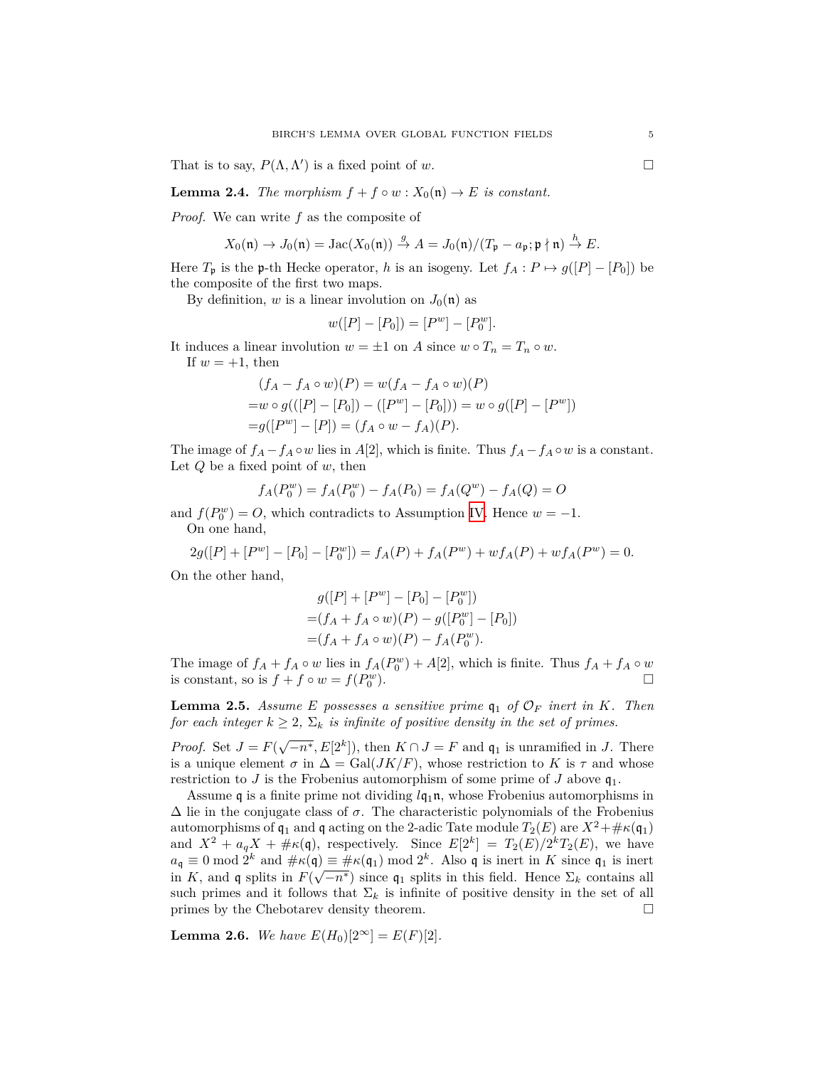That is to say, $P(\Lambda, \Lambda')$ is a fixed point of $w$. $\square$

**Lemma 2.4.** *The morphism $f + f \circ w : X_0(\mathfrak{n}) \to E$ is constant.*

*Proof.* We can write $f$ as the composite of

$$X_0(\mathfrak{n}) \to J_0(\mathfrak{n}) = \mathrm{Jac}(X_0(\mathfrak{n})) \xrightarrow{g} A = J_0(\mathfrak{n})/(T_\mathfrak{p} - a_\mathfrak{p}; \mathfrak{p} \nmid \mathfrak{n}) \xrightarrow{h} E.$$

Here $T_\mathfrak{p}$ is the $\mathfrak{p}$-th Hecke operator, $h$ is an isogeny. Let $f_A : P \mapsto g([P] - [P_0])$ be the composite of the first two maps.

By definition, $w$ is a linear involution on $J_0(\mathfrak{n})$ as

$$w([P] - [P_0]) = [P^w] - [P_0^w].$$

It induces a linear involution $w = \pm 1$ on $A$ since $w \circ T_n = T_n \circ w$.

If $w = +1$, then

$$\begin{aligned}
&(f_A - f_A \circ w)(P) = w(f_A - f_A \circ w)(P) \\
=&w \circ g(([P] - [P_0]) - ([P^w] - [P_0])) = w \circ g([P] - [P^w]) \\
=&g([P^w] - [P]) = (f_A \circ w - f_A)(P).
\end{aligned}$$

The image of $f_A - f_A \circ w$ lies in $A[2]$, which is finite. Thus $f_A - f_A \circ w$ is a constant. Let $Q$ be a fixed point of $w$, then

$$f_A(P_0^w) = f_A(P_0^w) - f_A(P_0) = f_A(Q^w) - f_A(Q) = O$$

and $f(P_0^w) = O$, which contradicts to Assumption IV. Hence $w = -1$.

On one hand,

$$2g([P] + [P^w] - [P_0] - [P_0^w]) = f_A(P) + f_A(P^w) + wf_A(P) + wf_A(P^w) = 0.$$

On the other hand,

$$\begin{aligned}
&g([P] + [P^w] - [P_0] - [P_0^w]) \\
=&(f_A + f_A \circ w)(P) - g([P_0^w] - [P_0]) \\
=&(f_A + f_A \circ w)(P) - f_A(P_0^w).
\end{aligned}$$

The image of $f_A + f_A \circ w$ lies in $f_A(P_0^w) + A[2]$, which is finite. Thus $f_A + f_A \circ w$ is constant, so is $f + f \circ w = f(P_0^w)$. $\square$

**Lemma 2.5.** *Assume $E$ possesses a sensitive prime $\mathfrak{q}_1$ of $\mathcal{O}_F$ inert in $K$. Then for each integer $k \geq 2$, $\Sigma_k$ is infinite of positive density in the set of primes.*

*Proof.* Set $J = F(\sqrt{-n^*}, E[2^k])$, then $K \cap J = F$ and $\mathfrak{q}_1$ is unramified in $J$. There is a unique element $\sigma$ in $\Delta = \mathrm{Gal}(JK/F)$, whose restriction to $K$ is $\tau$ and whose restriction to $J$ is the Frobenius automorphism of some prime of $J$ above $\mathfrak{q}_1$.

Assume $\mathfrak{q}$ is a finite prime not dividing $l\mathfrak{q}_1\mathfrak{n}$, whose Frobenius automorphisms in $\Delta$ lie in the conjugate class of $\sigma$. The characteristic polynomials of the Frobenius automorphisms of $\mathfrak{q}_1$ and $\mathfrak{q}$ acting on the 2-adic Tate module $T_2(E)$ are $X^2 + \#\kappa(\mathfrak{q}_1)$ and $X^2 + a_q X + \#\kappa(\mathfrak{q})$, respectively. Since $E[2^k] = T_2(E)/2^k T_2(E)$, we have $a_\mathfrak{q} \equiv 0 \bmod 2^k$ and $\#\kappa(\mathfrak{q}) \equiv \#\kappa(\mathfrak{q}_1) \bmod 2^k$. Also $\mathfrak{q}$ is inert in $K$ since $\mathfrak{q}_1$ is inert in $K$, and $\mathfrak{q}$ splits in $F(\sqrt{-n^*})$ since $\mathfrak{q}_1$ splits in this field. Hence $\Sigma_k$ contains all such primes and it follows that $\Sigma_k$ is infinite of positive density in the set of all primes by the Chebotarev density theorem. $\square$

**Lemma 2.6.** *We have $E(H_0)[2^\infty] = E(F)[2]$.*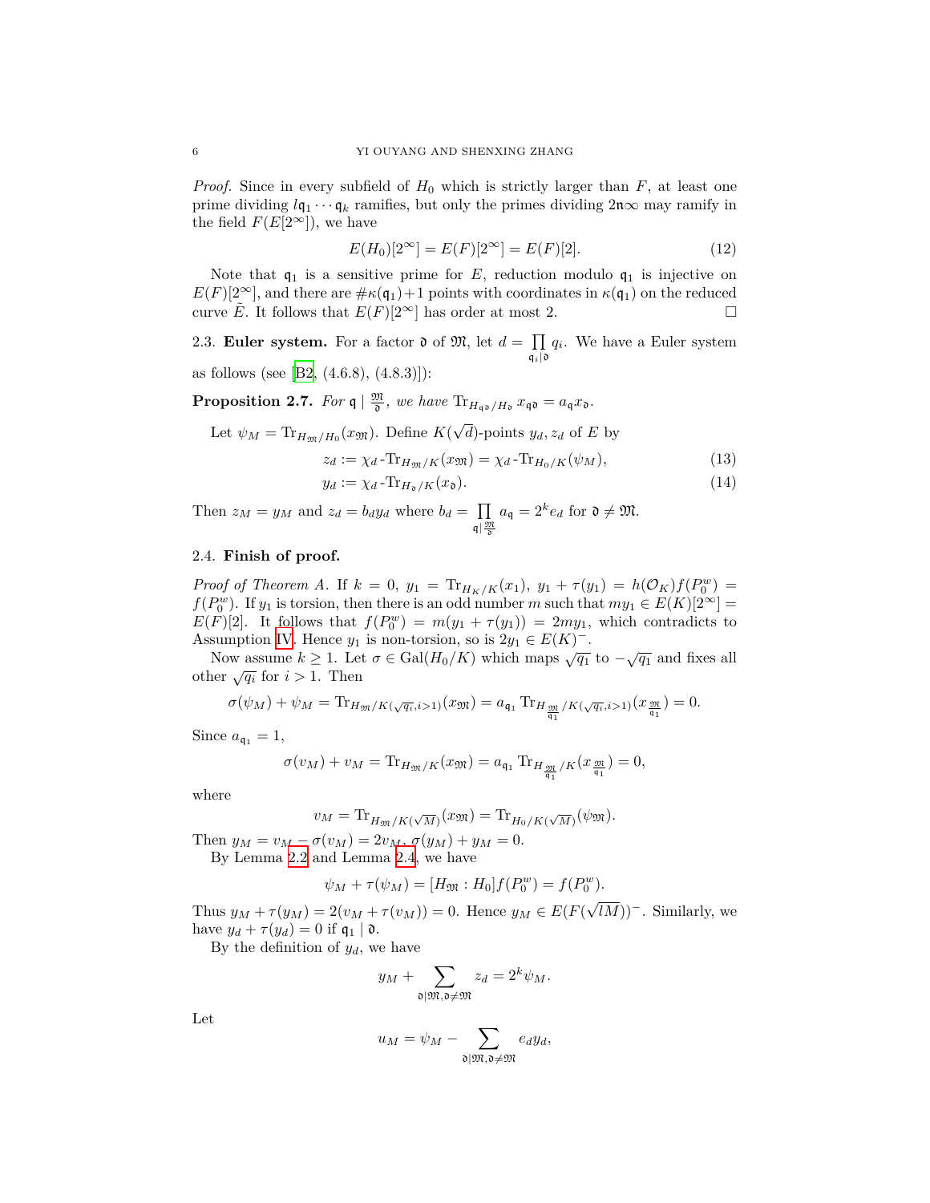*Proof.* Since in every subfield of $H_0$ which is strictly larger than $F$, at least one prime dividing $l\mathfrak{q}_1 \cdots \mathfrak{q}_k$ ramifies, but only the primes dividing $2\mathfrak{n}\infty$ may ramify in the field $F(E[2^\infty])$, we have

$$E(H_0)[2^\infty] = E(F)[2^\infty] = E(F)[2]. \tag{12}$$

Note that $\mathfrak{q}_1$ is a sensitive prime for $E$, reduction modulo $\mathfrak{q}_1$ is injective on $E(F)[2^\infty]$, and there are $\#\kappa(\mathfrak{q}_1)+1$ points with coordinates in $\kappa(\mathfrak{q}_1)$ on the reduced curve $\tilde{E}$. It follows that $E(F)[2^\infty]$ has order at most 2. $\square$

2.3. **Euler system.** For a factor $\mathfrak{d}$ of $\mathfrak{M}$, let $d = \prod_{\mathfrak{q}_i \mid \mathfrak{d}} q_i$. We have a Euler system as follows (see [B2, (4.6.8), (4.8.3)]):

**Proposition 2.7.** *For $\mathfrak{q} \mid \frac{\mathfrak{M}}{\mathfrak{d}}$, we have $\mathrm{Tr}_{H_{\mathfrak{q}\mathfrak{d}}/H_\mathfrak{d}}\, x_{\mathfrak{q}\mathfrak{d}} = a_\mathfrak{q} x_\mathfrak{d}$.*

Let $\psi_M = \mathrm{Tr}_{H_\mathfrak{M}/H_0}(x_\mathfrak{M})$. Define $K(\sqrt{d})$-points $y_d, z_d$ of $E$ by

$$z_d := \chi_d\text{-}\mathrm{Tr}_{H_\mathfrak{M}/K}(x_\mathfrak{M}) = \chi_d\text{-}\mathrm{Tr}_{H_0/K}(\psi_M), \tag{13}$$

$$y_d := \chi_d\text{-}\mathrm{Tr}_{H_\mathfrak{d}/K}(x_\mathfrak{d}). \tag{14}$$

Then $z_M = y_M$ and $z_d = b_d y_d$ where $b_d = \prod_{\mathfrak{q} \mid \frac{\mathfrak{M}}{\mathfrak{d}}} a_\mathfrak{q} = 2^k e_d$ for $\mathfrak{d} \neq \mathfrak{M}$.

2.4. **Finish of proof.**

*Proof of Theorem A.* If $k = 0$, $y_1 = \mathrm{Tr}_{H_K/K}(x_1)$, $y_1 + \tau(y_1) = h(\mathcal{O}_K) f(P_0^w) = f(P_0^w)$. If $y_1$ is torsion, then there is an odd number $m$ such that $my_1 \in E(K)[2^\infty] = E(F)[2]$. It follows that $f(P_0^w) = m(y_1 + \tau(y_1)) = 2my_1$, which contradicts to Assumption IV. Hence $y_1$ is non-torsion, so is $2y_1 \in E(K)^-$.

Now assume $k \geq 1$. Let $\sigma \in \mathrm{Gal}(H_0/K)$ which maps $\sqrt{q_1}$ to $-\sqrt{q_1}$ and fixes all other $\sqrt{q_i}$ for $i > 1$. Then

$$\sigma(\psi_M) + \psi_M = \mathrm{Tr}_{H_\mathfrak{M}/K(\sqrt{q_i}, i>1)}(x_\mathfrak{M}) = a_{\mathfrak{q}_1} \mathrm{Tr}_{H_{\frac{\mathfrak{M}}{\mathfrak{q}_1}}/K(\sqrt{q_i}, i>1)}(x_{\frac{\mathfrak{M}}{\mathfrak{q}_1}}) = 0.$$

Since $a_{\mathfrak{q}_1} = 1$,

$$\sigma(v_M) + v_M = \mathrm{Tr}_{H_\mathfrak{M}/K}(x_\mathfrak{M}) = a_{\mathfrak{q}_1} \mathrm{Tr}_{H_{\frac{\mathfrak{M}}{\mathfrak{q}_1}}/K}(x_{\frac{\mathfrak{M}}{\mathfrak{q}_1}}) = 0,$$

where

$$v_M = \mathrm{Tr}_{H_\mathfrak{M}/K(\sqrt{M})}(x_\mathfrak{M}) = \mathrm{Tr}_{H_0/K(\sqrt{M})}(\psi_\mathfrak{M}).$$

Then $y_M = v_M - \sigma(v_M) = 2v_M$, $\sigma(y_M) + y_M = 0$.

By Lemma 2.2 and Lemma 2.4, we have

$$\psi_M + \tau(\psi_M) = [H_\mathfrak{M} : H_0] f(P_0^w) = f(P_0^w).$$

Thus $y_M + \tau(y_M) = 2(v_M + \tau(v_M)) = 0$. Hence $y_M \in E(F(\sqrt{lM}))^-$. Similarly, we have $y_d + \tau(y_d) = 0$ if $\mathfrak{q}_1 \mid \mathfrak{d}$.

By the definition of $y_d$, we have

$$y_M + \sum_{\mathfrak{d} \mid \mathfrak{M}, \mathfrak{d} \neq \mathfrak{M}} z_d = 2^k \psi_M.$$

Let

$$u_M = \psi_M - \sum_{\mathfrak{d} \mid \mathfrak{M}, \mathfrak{d} \neq \mathfrak{M}} e_d y_d,$$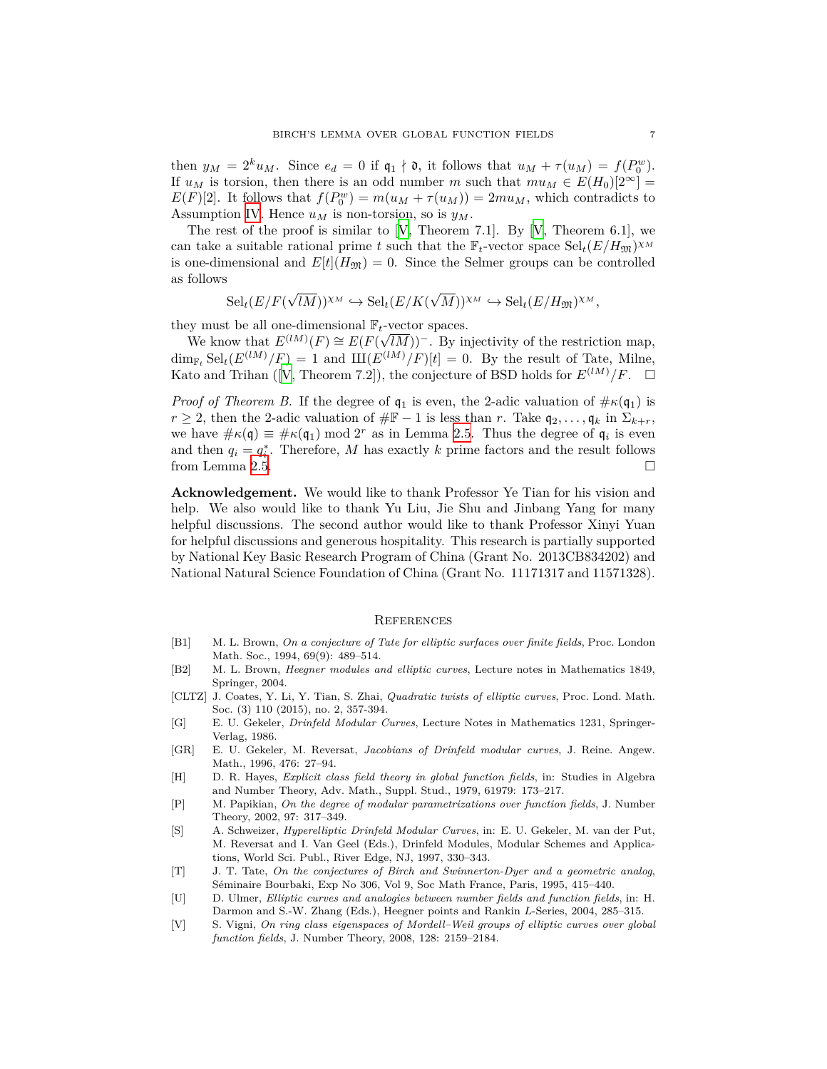then $y_M = 2^k u_M$. Since $e_d = 0$ if $\mathfrak{q}_1 \nmid \mathfrak{d}$, it follows that $u_M + \tau(u_M) = f(P_0^w)$. If $u_M$ is torsion, then there is an odd number $m$ such that $mu_M \in E(H_0)[2^\infty] = E(F)[2]$. It follows that $f(P_0^w) = m(u_M + \tau(u_M)) = 2mu_M$, which contradicts to Assumption IV. Hence $u_M$ is non-torsion, so is $y_M$.

The rest of the proof is similar to [V, Theorem 7.1]. By [V, Theorem 6.1], we can take a suitable rational prime $t$ such that the $\mathbb{F}_t$-vector space $\mathrm{Sel}_t(E/H_{\mathfrak{M}})^{\chi_M}$ is one-dimensional and $E[t](H_{\mathfrak{M}}) = 0$. Since the Selmer groups can be controlled as follows

$$\mathrm{Sel}_t(E/F(\sqrt{lM}))^{\chi_M} \hookrightarrow \mathrm{Sel}_t(E/K(\sqrt{M}))^{\chi_M} \hookrightarrow \mathrm{Sel}_t(E/H_{\mathfrak{M}})^{\chi_M},$$

they must be all one-dimensional $\mathbb{F}_t$-vector spaces.

We know that $E^{(lM)}(F) \cong E(F(\sqrt{lM}))^-$. By injectivity of the restriction map, $\dim_{\mathbb{F}_t} \mathrm{Sel}_t(E^{(lM)}/F) = 1$ and $\text{Ш}(E^{(lM)}/F)[t] = 0$. By the result of Tate, Milne, Kato and Trihan ([V, Theorem 7.2]), the conjecture of BSD holds for $E^{(lM)}/F$. $\square$

*Proof of Theorem B.* If the degree of $\mathfrak{q}_1$ is even, the 2-adic valuation of $\#\kappa(\mathfrak{q}_1)$ is $r \geq 2$, then the 2-adic valuation of $\#\mathbb{F} - 1$ is less than $r$. Take $\mathfrak{q}_2, \ldots, \mathfrak{q}_k$ in $\Sigma_{k+r}$, we have $\#\kappa(\mathfrak{q}) \equiv \#\kappa(\mathfrak{q}_1) \bmod 2^r$ as in Lemma 2.5. Thus the degree of $\mathfrak{q}_i$ is even and then $q_i = q_i^*$. Therefore, $M$ has exactly $k$ prime factors and the result follows from Lemma 2.5. $\square$

**Acknowledgement.** We would like to thank Professor Ye Tian for his vision and help. We also would like to thank Yu Liu, Jie Shu and Jinbang Yang for many helpful discussions. The second author would like to thank Professor Xinyi Yuan for helpful discussions and generous hospitality. This research is partially supported by National Key Basic Research Program of China (Grant No. 2013CB834202) and National Natural Science Foundation of China (Grant No. 11171317 and 11571328).

## References

[B1] M. L. Brown, *On a conjecture of Tate for elliptic surfaces over finite fields*, Proc. London Math. Soc., 1994, 69(9): 489–514.

[B2] M. L. Brown, *Heegner modules and elliptic curves*, Lecture notes in Mathematics 1849, Springer, 2004.

[CLTZ] J. Coates, Y. Li, Y. Tian, S. Zhai, *Quadratic twists of elliptic curves*, Proc. Lond. Math. Soc. (3) 110 (2015), no. 2, 357-394.

[G] E. U. Gekeler, *Drinfeld Modular Curves*, Lecture Notes in Mathematics 1231, Springer-Verlag, 1986.

[GR] E. U. Gekeler, M. Reversat, *Jacobians of Drinfeld modular curves*, J. Reine. Angew. Math., 1996, 476: 27–94.

[H] D. R. Hayes, *Explicit class field theory in global function fields*, in: Studies in Algebra and Number Theory, Adv. Math., Suppl. Stud., 1979, 61979: 173–217.

[P] M. Papikian, *On the degree of modular parametrizations over function fields*, J. Number Theory, 2002, 97: 317–349.

[S] A. Schweizer, *Hyperelliptic Drinfeld Modular Curves*, in: E. U. Gekeler, M. van der Put, M. Reversat and I. Van Geel (Eds.), Drinfeld Modules, Modular Schemes and Applications, World Sci. Publ., River Edge, NJ, 1997, 330–343.

[T] J. T. Tate, *On the conjectures of Birch and Swinnerton-Dyer and a geometric analog*, Séminaire Bourbaki, Exp No 306, Vol 9, Soc Math France, Paris, 1995, 415–440.

[U] D. Ulmer, *Elliptic curves and analogies between number fields and function fields*, in: H. Darmon and S.-W. Zhang (Eds.), Heegner points and Rankin L-Series, 2004, 285–315.

[V] S. Vigni, *On ring class eigenspaces of Mordell–Weil groups of elliptic curves over global function fields*, J. Number Theory, 2008, 128: 2159–2184.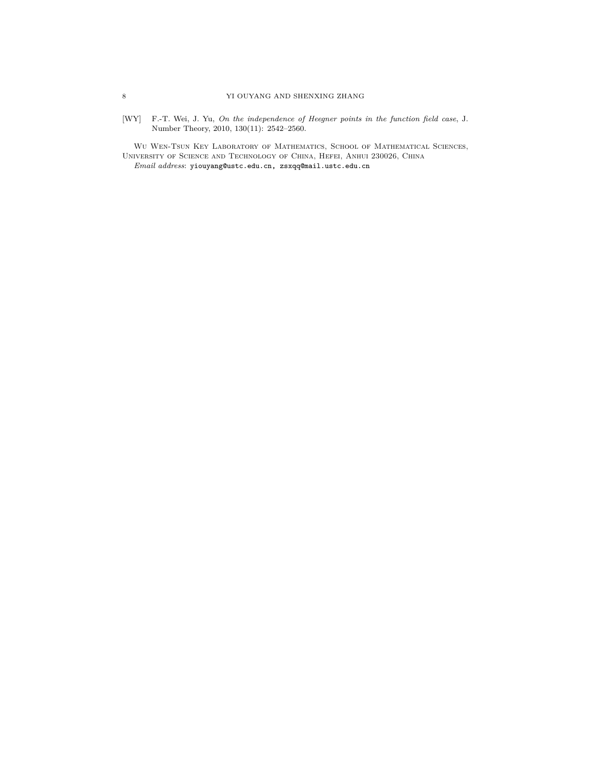[WY] F.-T. Wei, J. Yu, *On the independence of Heegner points in the function field case*, J. Number Theory, 2010, 130(11): 2542–2560.

Wu Wen-Tsun Key Laboratory of Mathematics, School of Mathematical Sciences, University of Science and Technology of China, Hefei, Anhui 230026, China

*Email address*: `yiouyang@ustc.edu.cn, zsxqq@mail.ustc.edu.cn`